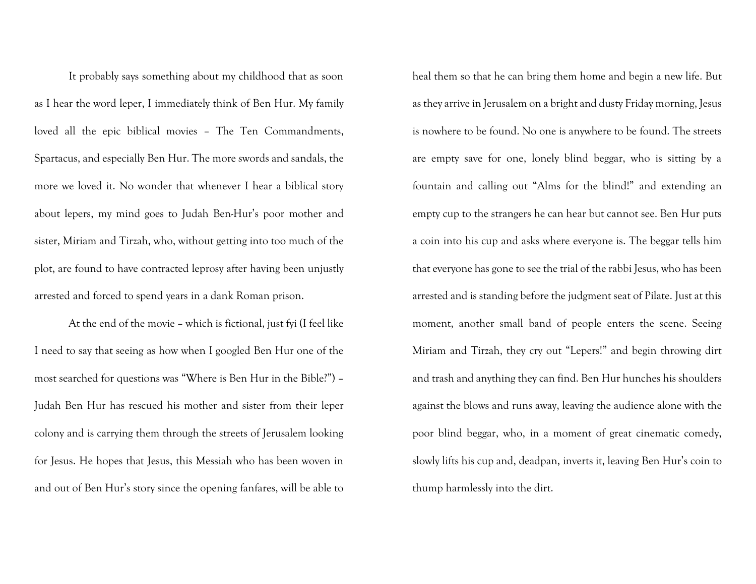It probably says something about my childhood that as soon as I hear the word leper, I immediately think of Ben Hur. My family loved all the epic biblical movies – The Ten Commandments, Spartacus, and especially Ben Hur. The more swords and sandals, the more we loved it. No wonder that whenever I hear a biblical story about lepers, my mind goes to Judah Ben-Hur's poor mother and sister, Miriam and Tirzah, who, without getting into too much of the plot, are found to have contracted leprosy after having been unjustly arrested and forced to spend years in a dank Roman prison.

At the end of the movie – which is fictional, just fyi (I feel like I need to say that seeing as how when I googled Ben Hur one of the most searched for questions was "Where is Ben Hur in the Bible?") – Judah Ben Hur has rescued his mother and sister from their leper colony and is carrying them through the streets of Jerusalem looking for Jesus. He hopes that Jesus, this Messiah who has been woven in and out of Ben Hur's story since the opening fanfares, will be able to heal them so that he can bring them home and begin a new life. But as they arrive in Jerusalem on a bright and dusty Friday morning, Jesus is nowhere to be found. No one is anywhere to be found. The streets are empty save for one, lonely blind beggar, who is sitting by a fountain and calling out "Alms for the blind!" and extending an empty cup to the strangers he can hear but cannot see. Ben Hur puts a coin into his cup and asks where everyone is. The beggar tells him that everyone has gone to see the trial of the rabbi Jesus, who has been arrested and is standing before the judgment seat of Pilate. Just at this moment, another small band of people enters the scene. Seeing Miriam and Tirzah, they cry out "Lepers!" and begin throwing dirt and trash and anything they can find. Ben Hur hunches his shoulders against the blows and runs away, leaving the audience alone with the poor blind beggar, who, in a moment of great cinematic comedy, slowly lifts his cup and, deadpan, inverts it, leaving Ben Hur's coin to thump harmlessly into the dirt.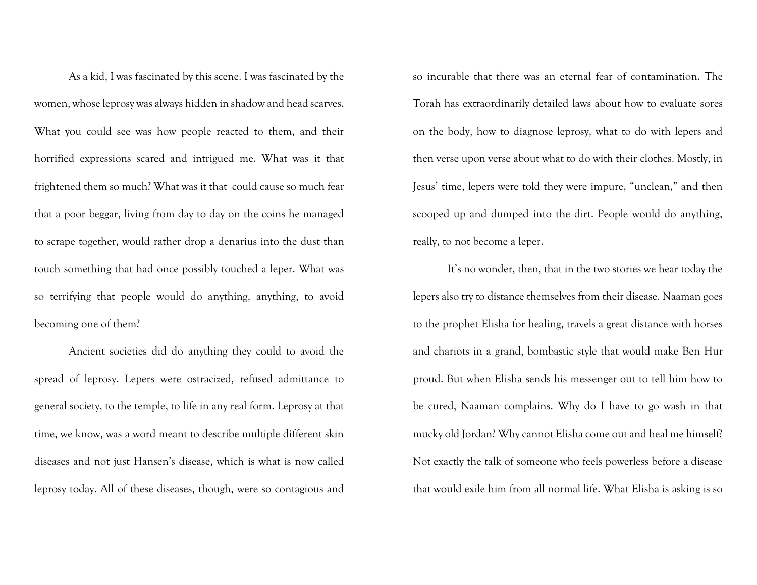As a kid, I was fascinated by this scene. I was fascinated by the women, whose leprosy was always hidden in shadow and head scarves. What you could see was how people reacted to them, and their horrified expressions scared and intrigued me. What was it that frightened them so much? What was it that could cause so much fear that a poor beggar, living from day to day on the coins he managed to scrape together, would rather drop a denarius into the dust than touch something that had once possibly touched a leper. What was so terrifying that people would do anything, anything, to avoid becoming one of them?

Ancient societies did do anything they could to avoid the spread of leprosy. Lepers were ostracized, refused admittance to general society, to the temple, to life in any real form. Leprosy at that time, we know, was a word meant to describe multiple different skin diseases and not just Hansen's disease, which is what is now called leprosy today. All of these diseases, though, were so contagious and so incurable that there was an eternal fear of contamination. The Torah has extraordinarily detailed laws about how to evaluate sores on the body, how to diagnose leprosy, what to do with lepers and then verse upon verse about what to do with their clothes. Mostly, in Jesus' time, lepers were told they were impure, "unclean," and then scooped up and dumped into the dirt. People would do anything, really, to not become a leper.

It's no wonder, then, that in the two stories we hear today the lepers also try to distance themselves from their disease. Naaman goes to the prophet Elisha for healing, travels a great distance with horses and chariots in a grand, bombastic style that would make Ben Hur proud. But when Elisha sends his messenger out to tell him how to be cured, Naaman complains. Why do I have to go wash in that mucky old Jordan? Why cannot Elisha come out and heal me himself? Not exactly the talk of someone who feels powerless before a disease that would exile him from all normal life. What Elisha is asking is so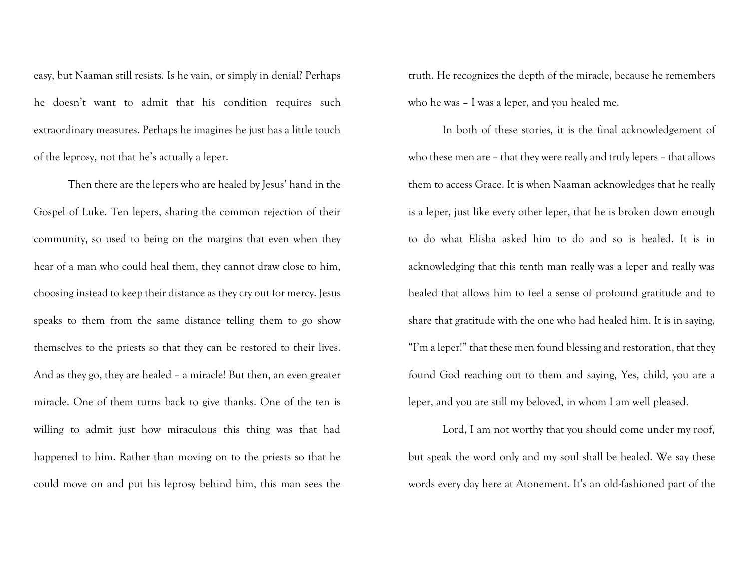easy, but Naaman still resists. Is he vain, or simply in denial? Perhaps he doesn't want to admit that his condition requires such extraordinary measures. Perhaps he imagines he just has a little touch of the leprosy, not that he's actually a leper.

Then there are the lepers who are healed by Jesus' hand in the Gospel of Luke. Ten lepers, sharing the common rejection of their community, so used to being on the margins that even when they hear of a man who could heal them, they cannot draw close to him, choosing instead to keep their distance as they cry out for mercy. Jesus speaks to them from the same distance telling them to go show themselves to the priests so that they can be restored to their lives. And as they go, they are healed – a miracle! But then, an even greater miracle. One of them turns back to give thanks. One of the ten is willing to admit just how miraculous this thing was that had happened to him. Rather than moving on to the priests so that he could move on and put his leprosy behind him, this man sees the truth. He recognizes the depth of the miracle, because he remembers who he was – I was a leper, and you healed me.

In both of these stories, it is the final acknowledgement of who these men are – that they were really and truly lepers – that allows them to access Grace. It is when Naaman acknowledges that he really is a leper, just like every other leper, that he is broken down enough to do what Elisha asked him to do and so is healed. It is in acknowledging that this tenth man really was a leper and really was healed that allows him to feel a sense of profound gratitude and to share that gratitude with the one who had healed him. It is in saying, "I'm a leper!" that these men found blessing and restoration, that they found God reaching out to them and saying, Yes, child, you are a leper, and you are still my beloved, in whom I am well pleased.

Lord, I am not worthy that you should come under my roof, but speak the word only and my soul shall be healed. We say these words every day here at Atonement. It's an old-fashioned part of the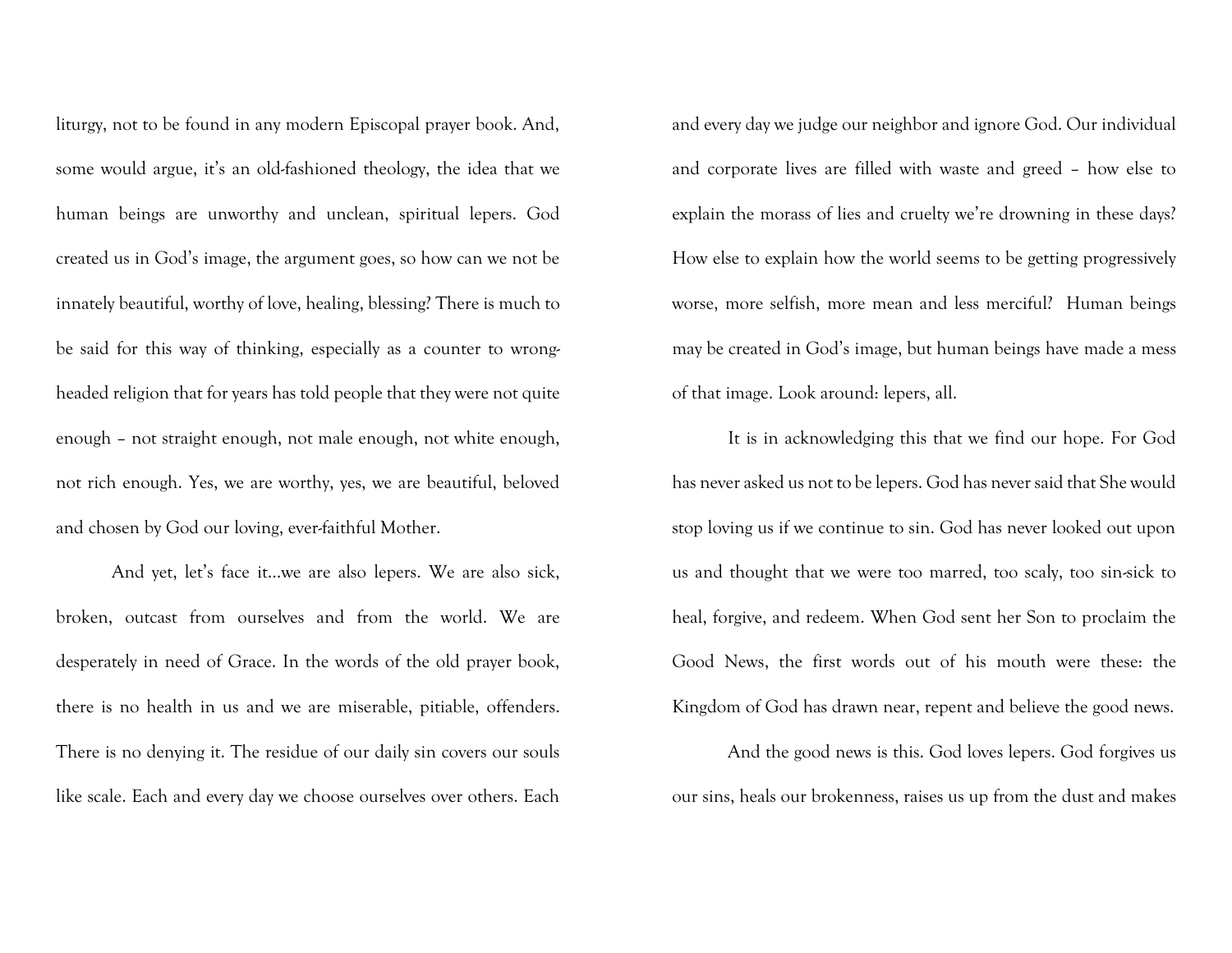liturgy, not to be found in any modern Episcopal prayer book. And, some would argue, it's an old-fashioned theology, the idea that we human beings are unworthy and unclean, spiritual lepers. God created us in God's image, the argument goes, so how can we not be innately beautiful, worthy of love, healing, blessing? There is much to be said for this way of thinking, especially as a counter to wrong-headed religion that for years has told people that they were not quite enough – not straight enough, not male enough, not white enough, not rich enough. Yes, we are worthy, yes, we are beautiful, beloved and chosen by God our loving, ever-faithful Mother.

And yet, let's face it…we are also lepers. We are also sick, broken, outcast from ourselves and from the world. We are desperately in need of Grace. In the words of the old prayer book, there is no health in us and we are miserable, pitiable, offenders. There is no denying it. The residue of our daily sin covers our souls like scale. Each and every day we choose ourselves over others. Each and every day we judge our neighbor and ignore God. Our individual and corporate lives are filled with waste and greed – how else to explain the morass of lies and cruelty we're drowning in these days? How else to explain how the world seems to be getting progressively worse, more selfish, more mean and less merciful? Human beings may be created in God's image, but human beings have made a mess of that image. Look around: lepers, all.

It is in acknowledging this that we find our hope. For God has never asked us not to be lepers. God has never said that She would stop loving us if we continue to sin. God has never looked out upon us and thought that we were too marred, too scaly, too sin-sick to heal, forgive, and redeem. When God sent her Son to proclaim the Good News, the first words out of his mouth were these: the Kingdom of God has drawn near, repent and believe the good news.

And the good news is this. God loves lepers. God forgives us our sins, heals our brokenness, raises us up from the dust and makes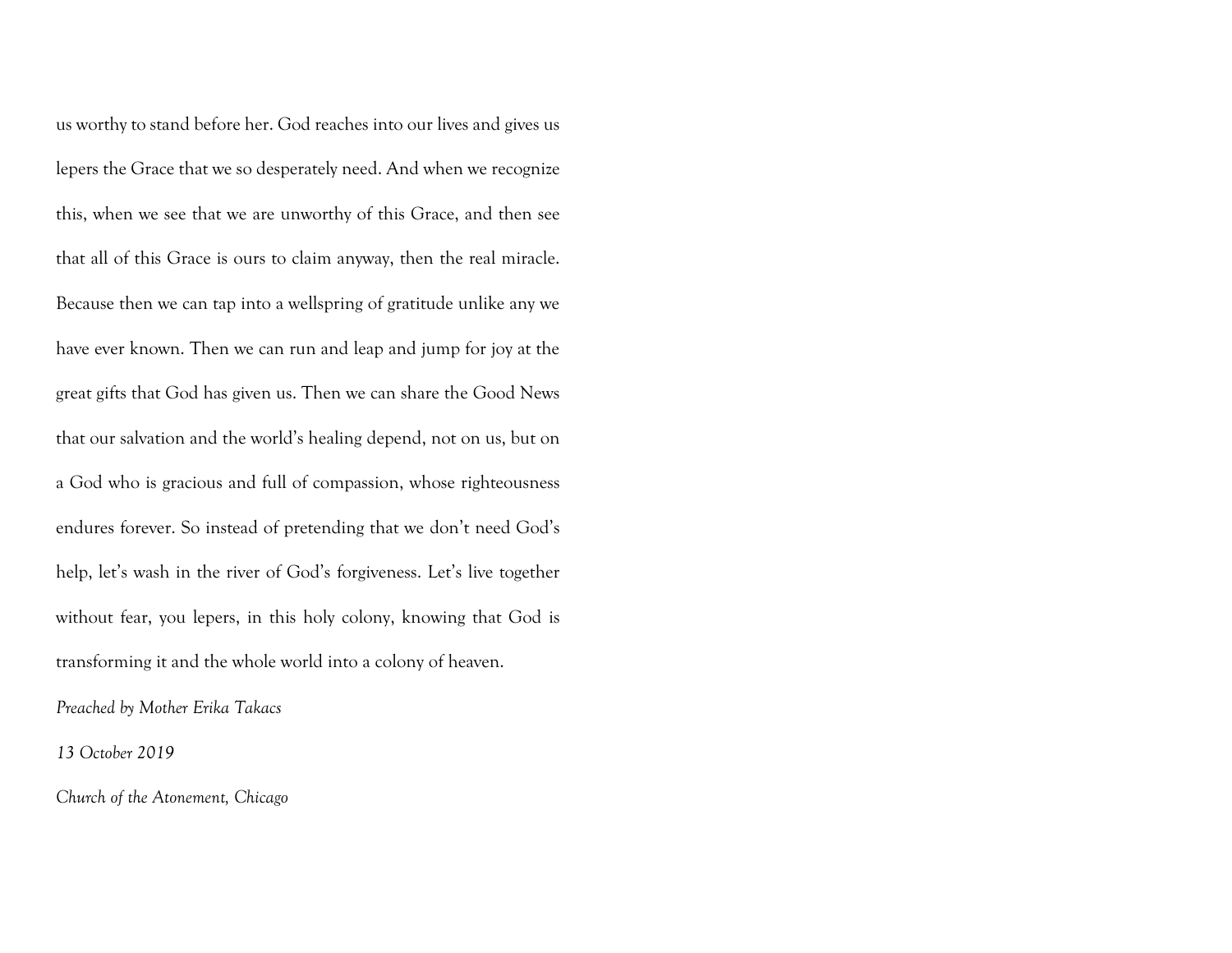us worthy to stand before her. God reaches into our lives and gives us lepers the Grace that we so desperately need. And when we recognize this, when we see that we are unworthy of this Grace, and then see that all of this Grace is ours to claim anyway, then the real miracle. Because then we can tap into a wellspring of gratitude unlike any we have ever known. Then we can run and leap and jump for joy at the great gifts that God has given us. Then we can share the Good News that our salvation and the world's healing depend, not on us, but on a God who is gracious and full of compassion, whose righteousness endures forever. So instead of pretending that we don't need God's help, let's wash in the river of God's forgiveness. Let's live together without fear, you lepers, in this holy colony, knowing that God is transforming it and the whole world into a colony of heaven.

*Preached by Mother Erika Takacs*

*13 October 2019*

*Church of the Atonement, Chicago*